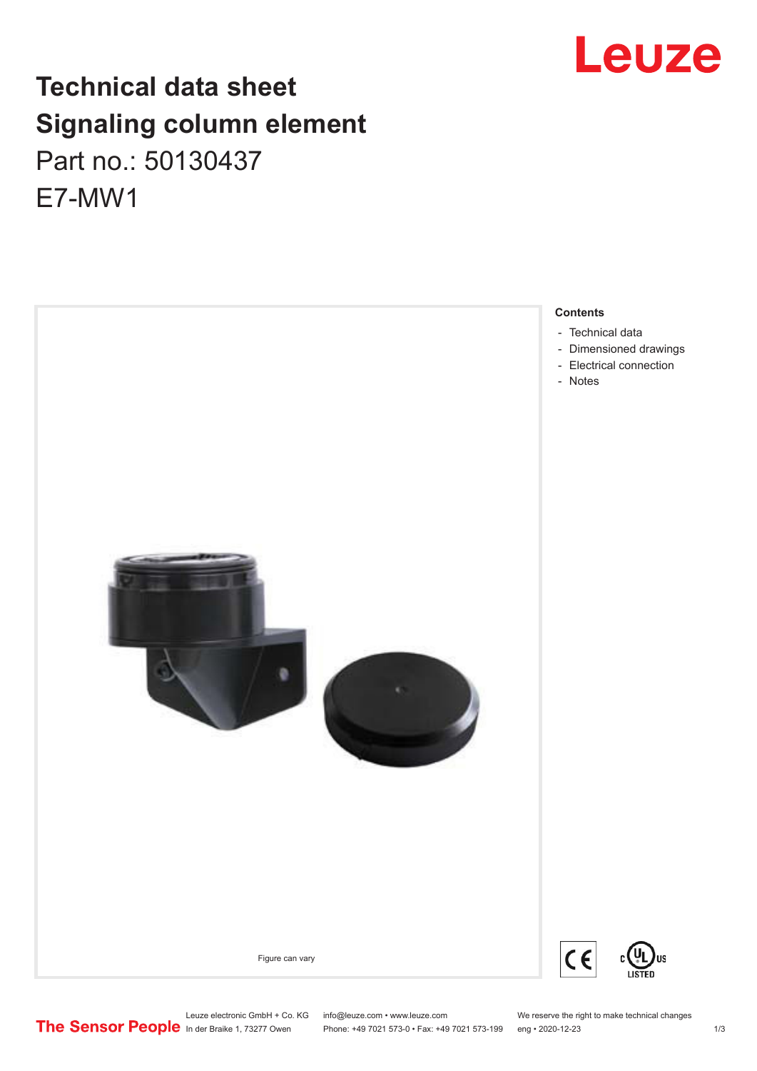# Technical data sheet
# Signaling column element

Part no.: 50130437

E7-MW1

Leuze

Figure can vary

**Contents**

- Technical data
- Dimensioned drawings
- Electrical connection
- Notes

Leuze electronic GmbH + Co. KG
In der Braike 1, 73277 Owen

info@leuze.com • www.leuze.com
Phone: +49 7021 573-0 • Fax: +49 7021 573-199

We reserve the right to make technical changes
eng • 2020-12-23

The Sensor People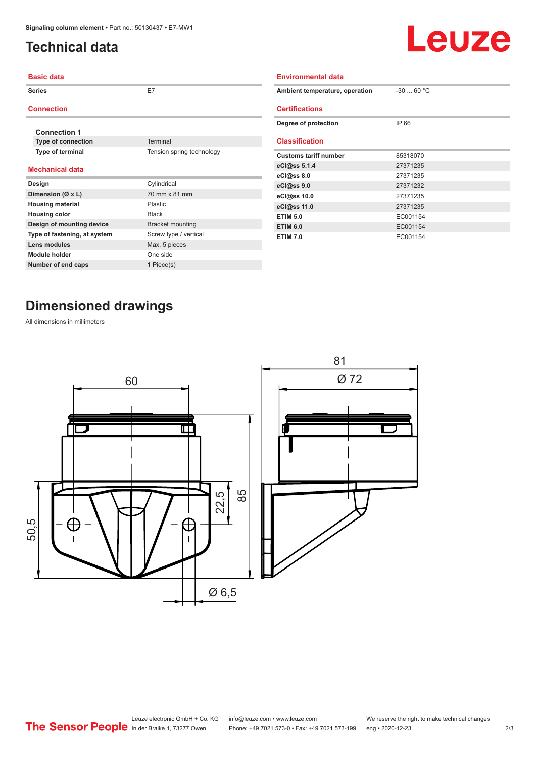# Technical data

## Basic data

| | |
|---|---|
| Series | E7 |

## Connection

| | |
|---|---|
| **Connection 1** | |
| Type of connection | Terminal |
| Type of terminal | Tension spring technology |

## Mechanical data

| | |
|---|---|
| Design | Cylindrical |
| Dimension (Ø x L) | 70 mm x 81 mm |
| Housing material | Plastic |
| Housing color | Black |
| Design of mounting device | Bracket mounting |
| Type of fastening, at system | Screw type / vertical |
| Lens modules | Max. 5 pieces |
| Module holder | One side |
| Number of end caps | 1 Piece(s) |

## Environmental data

| | |
|---|---|
| Ambient temperature, operation | -30 ... 60 °C |

## Certifications

| | |
|---|---|
| Degree of protection | IP 66 |

## Classification

| | |
|---|---|
| Customs tariff number | 85318070 |
| eCl@ss 5.1.4 | 27371235 |
| eCl@ss 8.0 | 27371235 |
| eCl@ss 9.0 | 27371232 |
| eCl@ss 10.0 | 27371235 |
| eCl@ss 11.0 | 27371235 |
| ETIM 5.0 | EC001154 |
| ETIM 6.0 | EC001154 |
| ETIM 7.0 | EC001154 |

# Dimensioned drawings

All dimensions in millimeters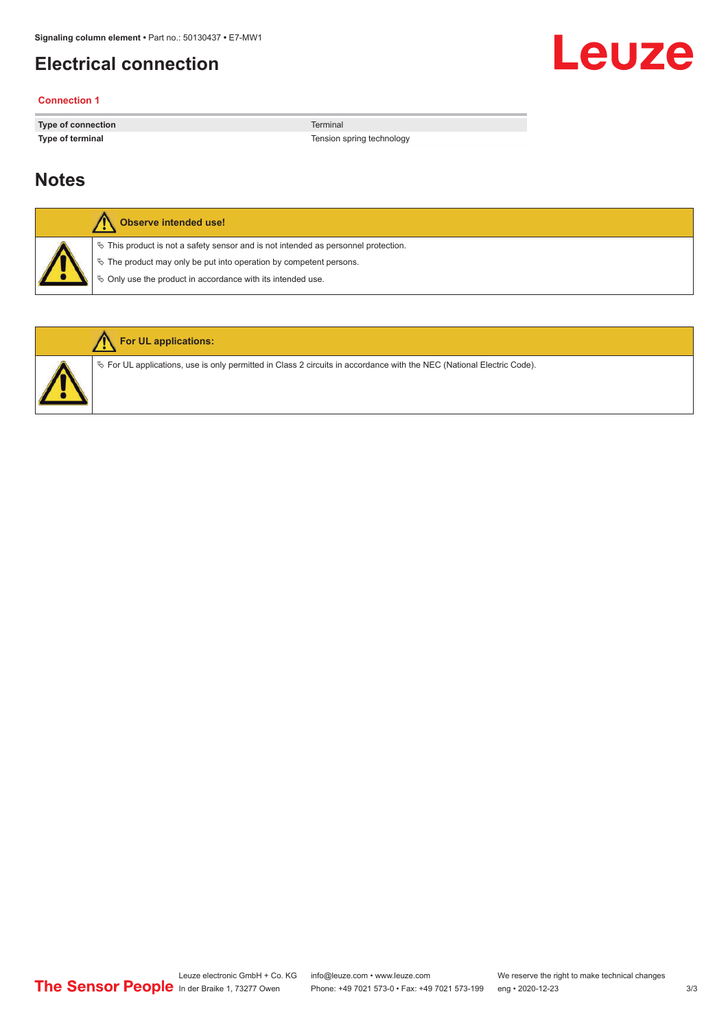## Electrical connection

**Connection 1**

| | |
|---|---|
| **Type of connection** | Terminal |
| **Type of terminal** | Tension spring technology |

## Notes

**Observe intended use!**

- This product is not a safety sensor and is not intended as personnel protection.
- The product may only be put into operation by competent persons.
- Only use the product in accordance with its intended use.

**For UL applications:**

- For UL applications, use is only permitted in Class 2 circuits in accordance with the NEC (National Electric Code).